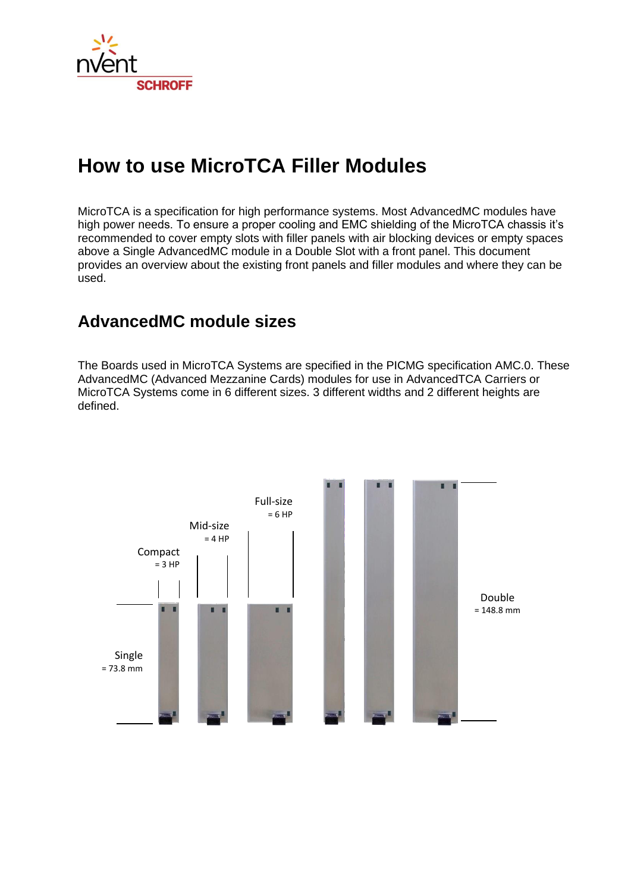# How to use MicroTCA Filler Modules

MicroTCA is a specification for high performance systems. Most AdvancedMC modules have high power needs. To ensure a proper cooling and EMC shielding of the MicroTCA chassis it's recommended to cover empty slots with filler panels with air blocking devices or empty spaces above a Single AdvancedMC module in a Double Slot with a front panel. This document provides an overview about the existing front panels and filler modules and where they can be used.

## AdvancedMC module sizes

The Boards used in MicroTCA Systems are specified in the PICMG specification AMC.0. These AdvancedMC (Advanced Mezzanine Cards) modules for use in AdvancedTCA Carriers or MicroTCA Systems come in 6 different sizes. 3 different widths and 2 different heights are defined.

Compact = 3 HP

Mid-size = 4 HP

Full-size = 6 HP

Single = 73.8 mm

Double = 148.8 mm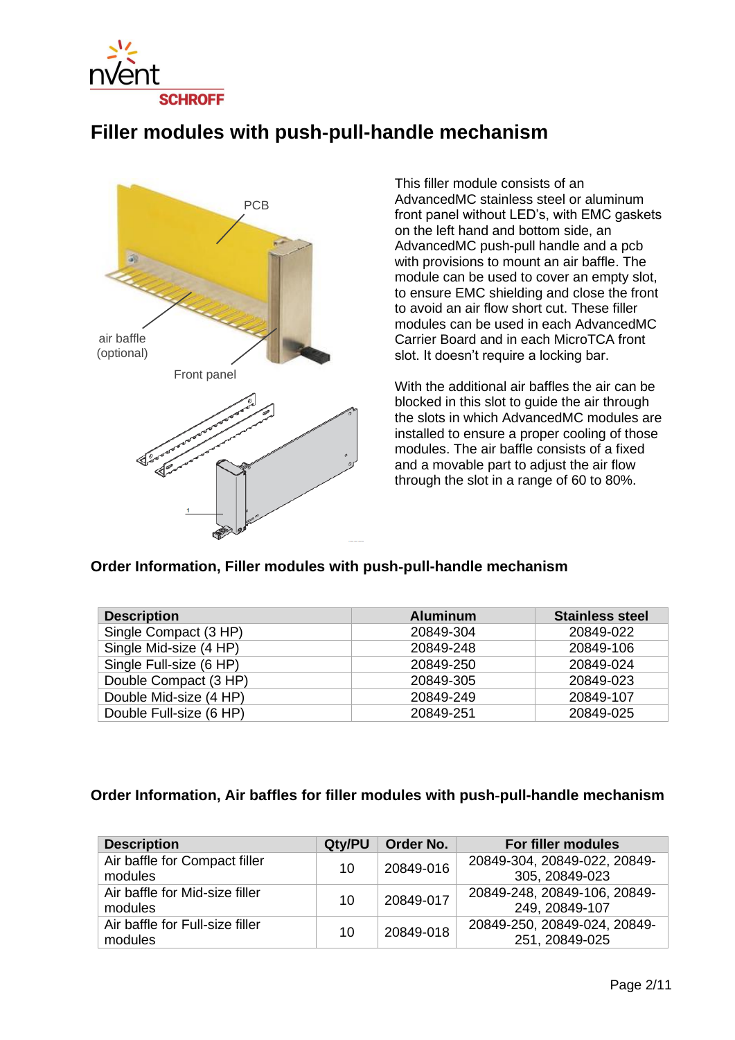# Filler modules with push-pull-handle mechanism

This filler module consists of an AdvancedMC stainless steel or aluminum front panel without LED's, with EMC gaskets on the left hand and bottom side, an AdvancedMC push-pull handle and a pcb with provisions to mount an air baffle. The module can be used to cover an empty slot, to ensure EMC shielding and close the front to avoid an air flow short cut. These filler modules can be used in each AdvancedMC Carrier Board and in each MicroTCA front slot. It doesn't require a locking bar.

With the additional air baffles the air can be blocked in this slot to guide the air through the slots in which AdvancedMC modules are installed to ensure a proper cooling of those modules. The air baffle consists of a fixed and a movable part to adjust the air flow through the slot in a range of 60 to 80%.

## Order Information, Filler modules with push-pull-handle mechanism

| Description | Aluminum | Stainless steel |
|---|---|---|
| Single Compact (3 HP) | 20849-304 | 20849-022 |
| Single Mid-size (4 HP) | 20849-248 | 20849-106 |
| Single Full-size (6 HP) | 20849-250 | 20849-024 |
| Double Compact (3 HP) | 20849-305 | 20849-023 |
| Double Mid-size (4 HP) | 20849-249 | 20849-107 |
| Double Full-size (6 HP) | 20849-251 | 20849-025 |

## Order Information, Air baffles for filler modules with push-pull-handle mechanism

| Description | Qty/PU | Order No. | For filler modules |
|---|---|---|---|
| Air baffle for Compact filler modules | 10 | 20849-016 | 20849-304, 20849-022, 20849-305, 20849-023 |
| Air baffle for Mid-size filler modules | 10 | 20849-017 | 20849-248, 20849-106, 20849-249, 20849-107 |
| Air baffle for Full-size filler modules | 10 | 20849-018 | 20849-250, 20849-024, 20849-251, 20849-025 |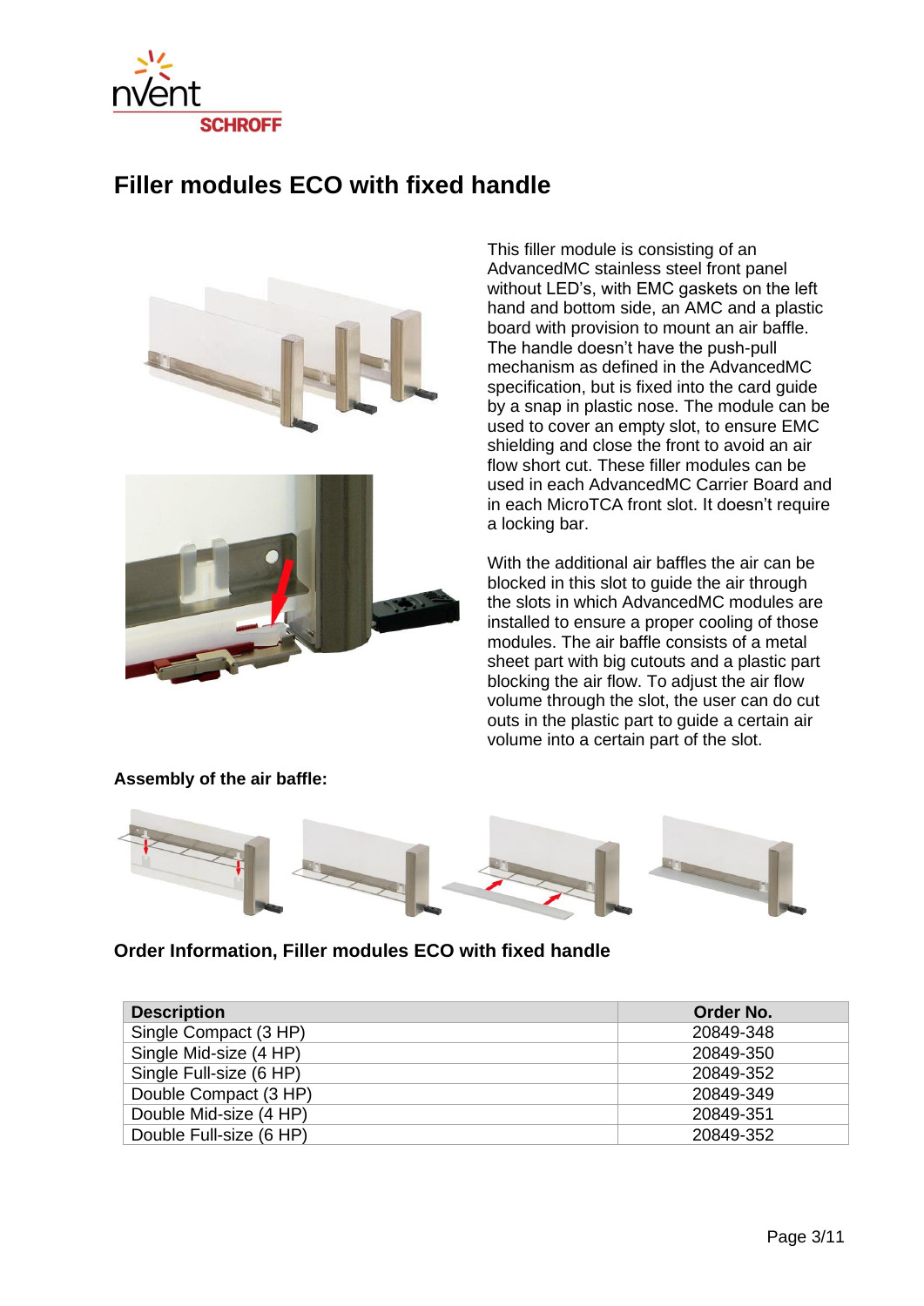# Filler modules ECO with fixed handle

This filler module is consisting of an AdvancedMC stainless steel front panel without LED's, with EMC gaskets on the left hand and bottom side, an AMC and a plastic board with provision to mount an air baffle. The handle doesn't have the push-pull mechanism as defined in the AdvancedMC specification, but is fixed into the card guide by a snap in plastic nose. The module can be used to cover an empty slot, to ensure EMC shielding and close the front to avoid an air flow short cut. These filler modules can be used in each AdvancedMC Carrier Board and in each MicroTCA front slot. It doesn't require a locking bar.

With the additional air baffles the air can be blocked in this slot to guide the air through the slots in which AdvancedMC modules are installed to ensure a proper cooling of those modules. The air baffle consists of a metal sheet part with big cutouts and a plastic part blocking the air flow. To adjust the air flow volume through the slot, the user can do cut outs in the plastic part to guide a certain air volume into a certain part of the slot.

**Assembly of the air baffle:**

## Order Information, Filler modules ECO with fixed handle

| Description | Order No. |
|---|---|
| Single Compact (3 HP) | 20849-348 |
| Single Mid-size (4 HP) | 20849-350 |
| Single Full-size (6 HP) | 20849-352 |
| Double Compact (3 HP) | 20849-349 |
| Double Mid-size (4 HP) | 20849-351 |
| Double Full-size (6 HP) | 20849-352 |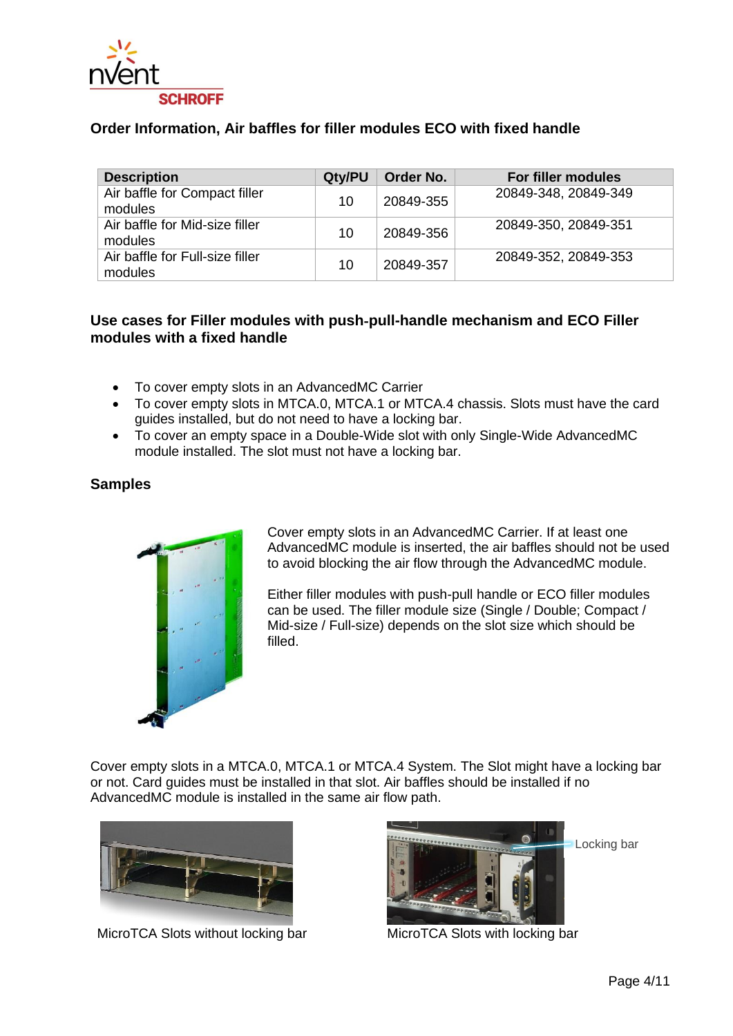## Order Information, Air baffles for filler modules ECO with fixed handle

| Description | Qty/PU | Order No. | For filler modules |
|---|---|---|---|
| Air baffle for Compact filler modules | 10 | 20849-355 | 20849-348, 20849-349 |
| Air baffle for Mid-size filler modules | 10 | 20849-356 | 20849-350, 20849-351 |
| Air baffle for Full-size filler modules | 10 | 20849-357 | 20849-352, 20849-353 |

## Use cases for Filler modules with push-pull-handle mechanism and ECO Filler modules with a fixed handle

- To cover empty slots in an AdvancedMC Carrier
- To cover empty slots in MTCA.0, MTCA.1 or MTCA.4 chassis. Slots must have the card guides installed, but do not need to have a locking bar.
- To cover an empty space in a Double-Wide slot with only Single-Wide AdvancedMC module installed. The slot must not have a locking bar.

## Samples

Cover empty slots in an AdvancedMC Carrier. If at least one AdvancedMC module is inserted, the air baffles should not be used to avoid blocking the air flow through the AdvancedMC module.

Either filler modules with push-pull handle or ECO filler modules can be used. The filler module size (Single / Double; Compact / Mid-size / Full-size) depends on the slot size which should be filled.

Cover empty slots in a MTCA.0, MTCA.1 or MTCA.4 System. The Slot might have a locking bar or not. Card guides must be installed in that slot. Air baffles should be installed if no AdvancedMC module is installed in the same air flow path.

MicroTCA Slots without locking bar

Locking bar

MicroTCA Slots with locking bar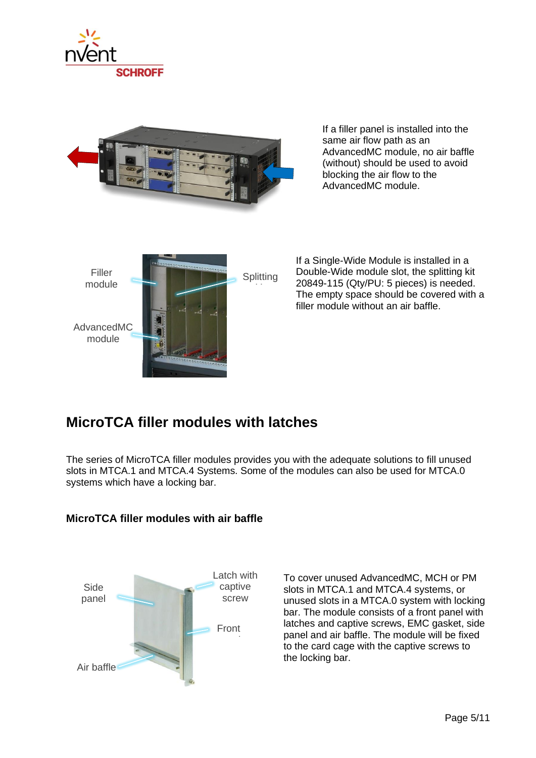If a filler panel is installed into the same air flow path as an AdvancedMC module, no air baffle (without) should be used to avoid blocking the air flow to the AdvancedMC module.

Filler module

AdvancedMC module

Splitting

If a Single-Wide Module is installed in a Double-Wide module slot, the splitting kit 20849-115 (Qty/PU: 5 pieces) is needed. The empty space should be covered with a filler module without an air baffle.

## MicroTCA filler modules with latches

The series of MicroTCA filler modules provides you with the adequate solutions to fill unused slots in MTCA.1 and MTCA.4 Systems. Some of the modules can also be used for MTCA.0 systems which have a locking bar.

### MicroTCA filler modules with air baffle

Side panel

Latch with captive screw

Front

Air baffle

To cover unused AdvancedMC, MCH or PM slots in MTCA.1 and MTCA.4 systems, or unused slots in a MTCA.0 system with locking bar. The module consists of a front panel with latches and captive screws, EMC gasket, side panel and air baffle. The module will be fixed to the card cage with the captive screws to the locking bar.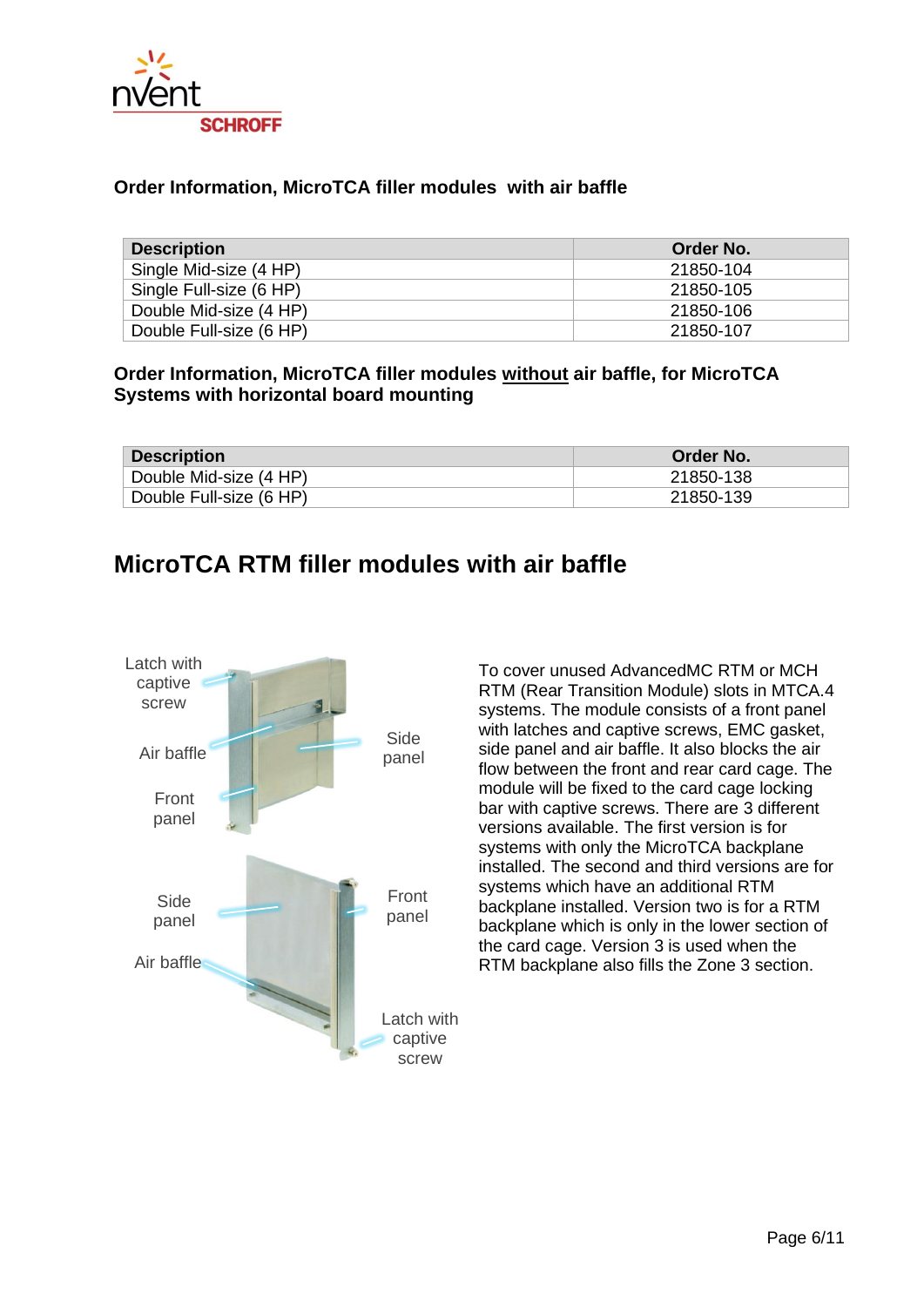### Order Information, MicroTCA filler modules with air baffle

| Description | Order No. |
|---|---|
| Single Mid-size (4 HP) | 21850-104 |
| Single Full-size (6 HP) | 21850-105 |
| Double Mid-size (4 HP) | 21850-106 |
| Double Full-size (6 HP) | 21850-107 |

### Order Information, MicroTCA filler modules <u>without</u> air baffle, for MicroTCA Systems with horizontal board mounting

| Description | Order No. |
|---|---|
| Double Mid-size (4 HP) | 21850-138 |
| Double Full-size (6 HP) | 21850-139 |

## MicroTCA RTM filler modules with air baffle

Latch with captive screw

Air baffle

Front panel

Side panel

Side panel

Air baffle

Front panel

Latch with captive screw

To cover unused AdvancedMC RTM or MCH RTM (Rear Transition Module) slots in MTCA.4 systems. The module consists of a front panel with latches and captive screws, EMC gasket, side panel and air baffle. It also blocks the air flow between the front and rear card cage. The module will be fixed to the card cage locking bar with captive screws. There are 3 different versions available. The first version is for systems with only the MicroTCA backplane installed. The second and third versions are for systems which have an additional RTM backplane installed. Version two is for a RTM backplane which is only in the lower section of the card cage. Version 3 is used when the RTM backplane also fills the Zone 3 section.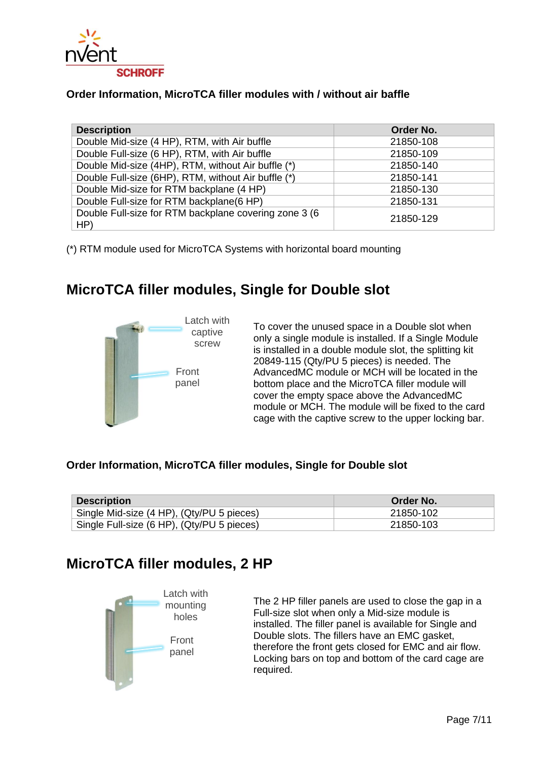**Order Information, MicroTCA filler modules with / without air baffle**

| Description | Order No. |
|---|---|
| Double Mid-size (4 HP), RTM, with Air buffle | 21850-108 |
| Double Full-size (6 HP), RTM, with Air buffle | 21850-109 |
| Double Mid-size (4HP), RTM, without Air buffle (*) | 21850-140 |
| Double Full-size (6HP), RTM, without Air buffle (*) | 21850-141 |
| Double Mid-size for RTM backplane (4 HP) | 21850-130 |
| Double Full-size for RTM backplane(6 HP) | 21850-131 |
| Double Full-size for RTM backplane covering zone 3 (6 HP) | 21850-129 |

(*) RTM module used for MicroTCA Systems with horizontal board mounting

## MicroTCA filler modules, Single for Double slot

Latch with captive screw

Front panel

To cover the unused space in a Double slot when only a single module is installed. If a Single Module is installed in a double module slot, the splitting kit 20849-115 (Qty/PU 5 pieces) is needed. The AdvancedMC module or MCH will be located in the bottom place and the MicroTCA filler module will cover the empty space above the AdvancedMC module or MCH. The module will be fixed to the card cage with the captive screw to the upper locking bar.

**Order Information, MicroTCA filler modules, Single for Double slot**

| Description | Order No. |
|---|---|
| Single Mid-size (4 HP), (Qty/PU 5 pieces) | 21850-102 |
| Single Full-size (6 HP), (Qty/PU 5 pieces) | 21850-103 |

## MicroTCA filler modules, 2 HP

Latch with mounting holes

Front panel

The 2 HP filler panels are used to close the gap in a Full-size slot when only a Mid-size module is installed. The filler panel is available for Single and Double slots. The fillers have an EMC gasket, therefore the front gets closed for EMC and air flow. Locking bars on top and bottom of the card cage are required.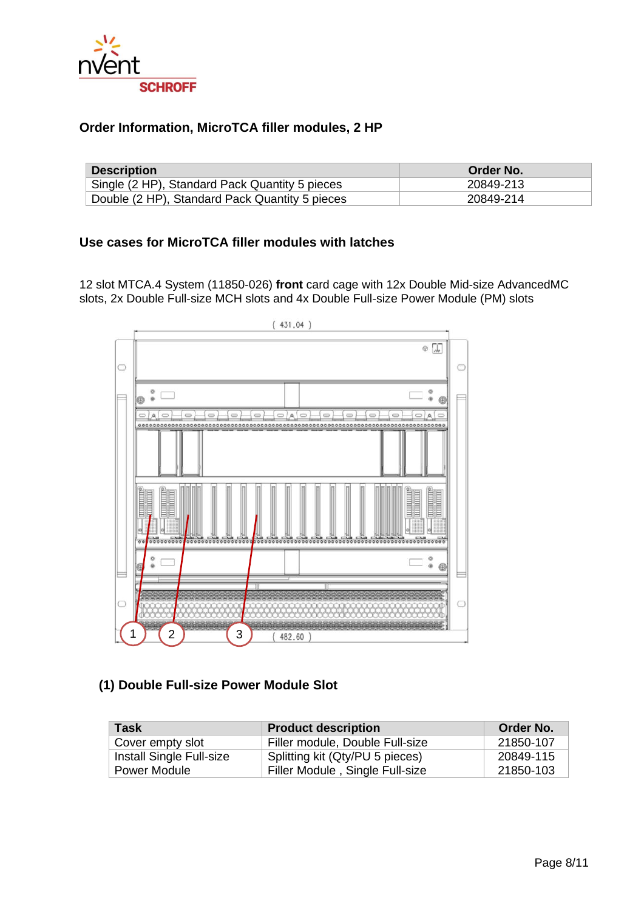## Order Information, MicroTCA filler modules, 2 HP

| Description | Order No. |
|---|---|
| Single (2 HP), Standard Pack Quantity 5 pieces | 20849-213 |
| Double (2 HP), Standard Pack Quantity 5 pieces | 20849-214 |

## Use cases for MicroTCA filler modules with latches

12 slot MTCA.4 System (11850-026) **front** card cage with 12x Double Mid-size AdvancedMC slots, 2x Double Full-size MCH slots and 4x Double Full-size Power Module (PM) slots

( 431,04 )

1 2 3 ( 482,60 )

### (1) Double Full-size Power Module Slot

| Task | Product description | Order No. |
|---|---|---|
| Cover empty slot | Filler module, Double Full-size | 21850-107 |
| Install Single Full-size Power Module | Splitting kit (Qty/PU 5 pieces)<br>Filler Module , Single Full-size | 20849-115<br>21850-103 |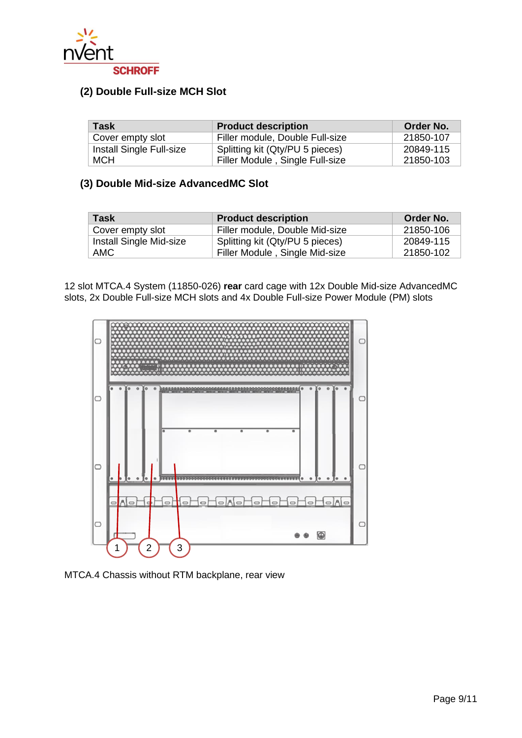### (2) Double Full-size MCH Slot

| Task | Product description | Order No. |
|---|---|---|
| Cover empty slot | Filler module, Double Full-size | 21850-107 |
| Install Single Full-size MCH | Splitting kit (Qty/PU 5 pieces)<br>Filler Module , Single Full-size | 20849-115<br>21850-103 |

### (3) Double Mid-size AdvancedMC Slot

| Task | Product description | Order No. |
|---|---|---|
| Cover empty slot | Filler module, Double Mid-size | 21850-106 |
| Install Single Mid-size AMC | Splitting kit (Qty/PU 5 pieces)<br>Filler Module , Single Mid-size | 20849-115<br>21850-102 |

12 slot MTCA.4 System (11850-026) **rear** card cage with 12x Double Mid-size AdvancedMC slots, 2x Double Full-size MCH slots and 4x Double Full-size Power Module (PM) slots

MTCA.4 Chassis without RTM backplane, rear view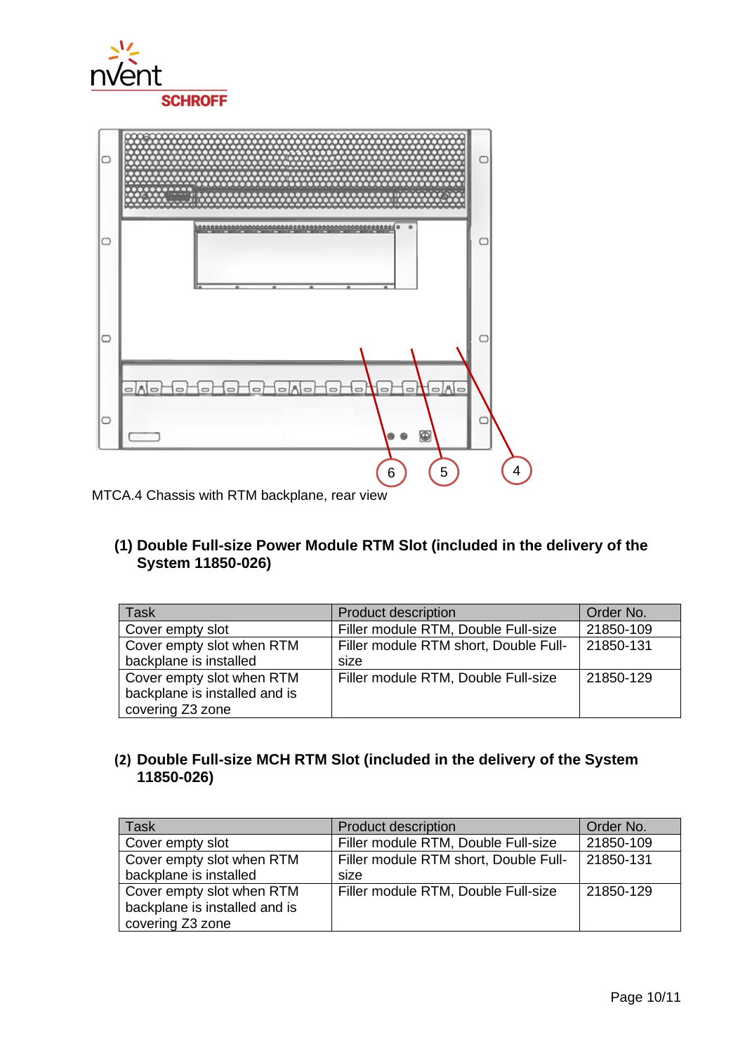MTCA.4 Chassis with RTM backplane, rear view

**(1) Double Full-size Power Module RTM Slot (included in the delivery of the System 11850-026)**

| Task | Product description | Order No. |
|---|---|---|
| Cover empty slot | Filler module RTM, Double Full-size | 21850-109 |
| Cover empty slot when RTM backplane is installed | Filler module RTM short, Double Full-size | 21850-131 |
| Cover empty slot when RTM backplane is installed and is covering Z3 zone | Filler module RTM, Double Full-size | 21850-129 |

**(2) Double Full-size MCH RTM Slot (included in the delivery of the System 11850-026)**

| Task | Product description | Order No. |
|---|---|---|
| Cover empty slot | Filler module RTM, Double Full-size | 21850-109 |
| Cover empty slot when RTM backplane is installed | Filler module RTM short, Double Full-size | 21850-131 |
| Cover empty slot when RTM backplane is installed and is covering Z3 zone | Filler module RTM, Double Full-size | 21850-129 |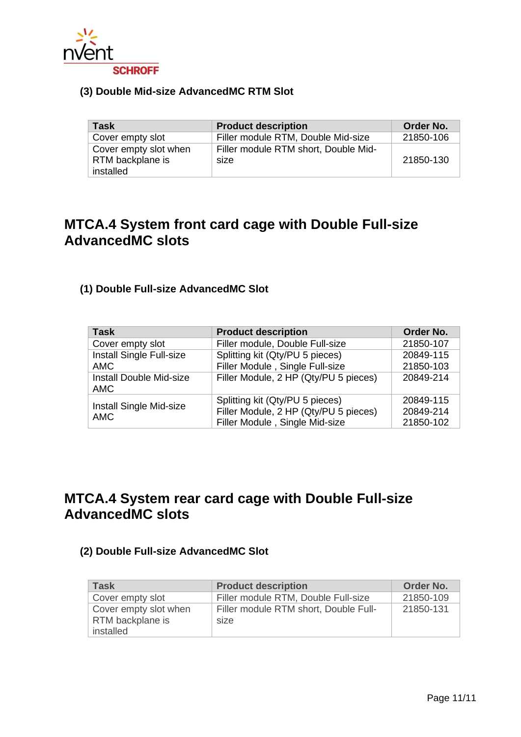### (3) Double Mid-size AdvancedMC RTM Slot

| Task | Product description | Order No. |
|---|---|---|
| Cover empty slot | Filler module RTM, Double Mid-size | 21850-106 |
| Cover empty slot when RTM backplane is installed | Filler module RTM short, Double Mid-size | 21850-130 |

## MTCA.4 System front card cage with Double Full-size AdvancedMC slots

### (1) Double Full-size AdvancedMC Slot

| Task | Product description | Order No. |
|---|---|---|
| Cover empty slot | Filler module, Double Full-size | 21850-107 |
| Install Single Full-size AMC | Splitting kit (Qty/PU 5 pieces)<br>Filler Module , Single Full-size | 20849-115<br>21850-103 |
| Install Double Mid-size AMC | Filler Module, 2 HP (Qty/PU 5 pieces) | 20849-214 |
| Install Single Mid-size AMC | Splitting kit (Qty/PU 5 pieces)<br>Filler Module, 2 HP (Qty/PU 5 pieces)<br>Filler Module , Single Mid-size | 20849-115<br>20849-214<br>21850-102 |

## MTCA.4 System rear card cage with Double Full-size AdvancedMC slots

### (2) Double Full-size AdvancedMC Slot

| Task | Product description | Order No. |
|---|---|---|
| Cover empty slot | Filler module RTM, Double Full-size | 21850-109 |
| Cover empty slot when RTM backplane is installed | Filler module RTM short, Double Full-size | 21850-131 |